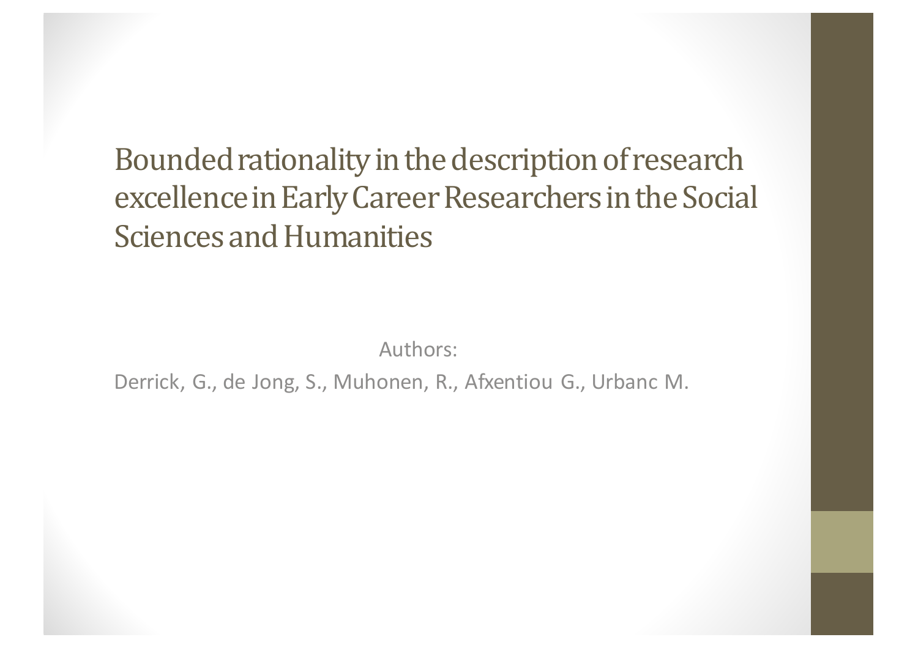# Bounded rationality in the description of research excellence in Early Career Researchers in the Social Sciences and Humanities

Authors:

Derrick, G., de Jong, S., Muhonen, R., Afxentiou G., Urbanc M.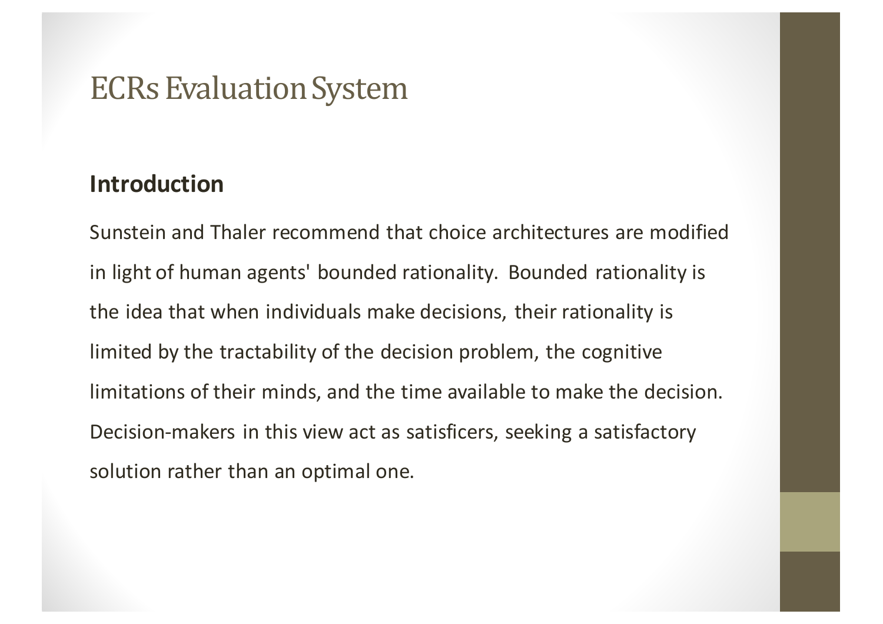# ECRs Evaluation System

## Introduction

Sunstein and Thaler recommend that choice architectures are modified in light of human agents' bounded rationality. Bounded rationality is the idea that when individuals make decisions, their rationality is limited by the tractability of the decision problem, the cognitive limitations of their minds, and the time available to make the decision. Decision-makers in this view act as satisficers, seeking a satisfactory solution rather than an optimal one.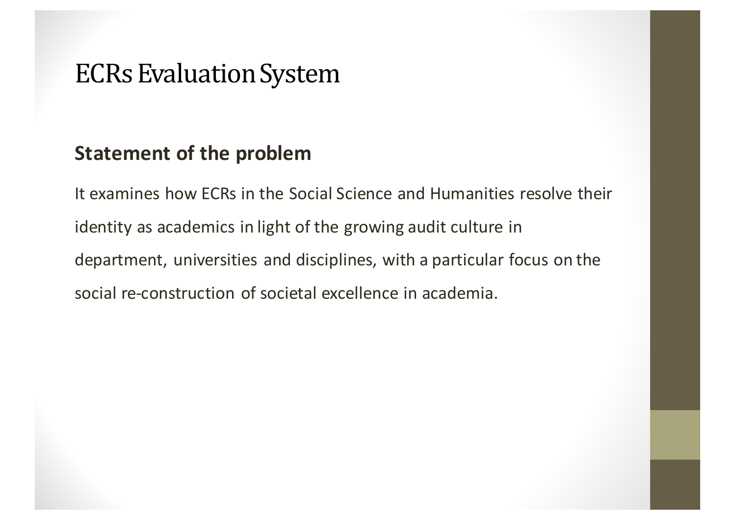# ECRs Evaluation System

## Statement of the problem

It examines how ECRs in the Social Science and Humanities resolve their identity as academics in light of the growing audit culture in department, universities and disciplines, with a particular focus on the social re-construction of societal excellence in academia.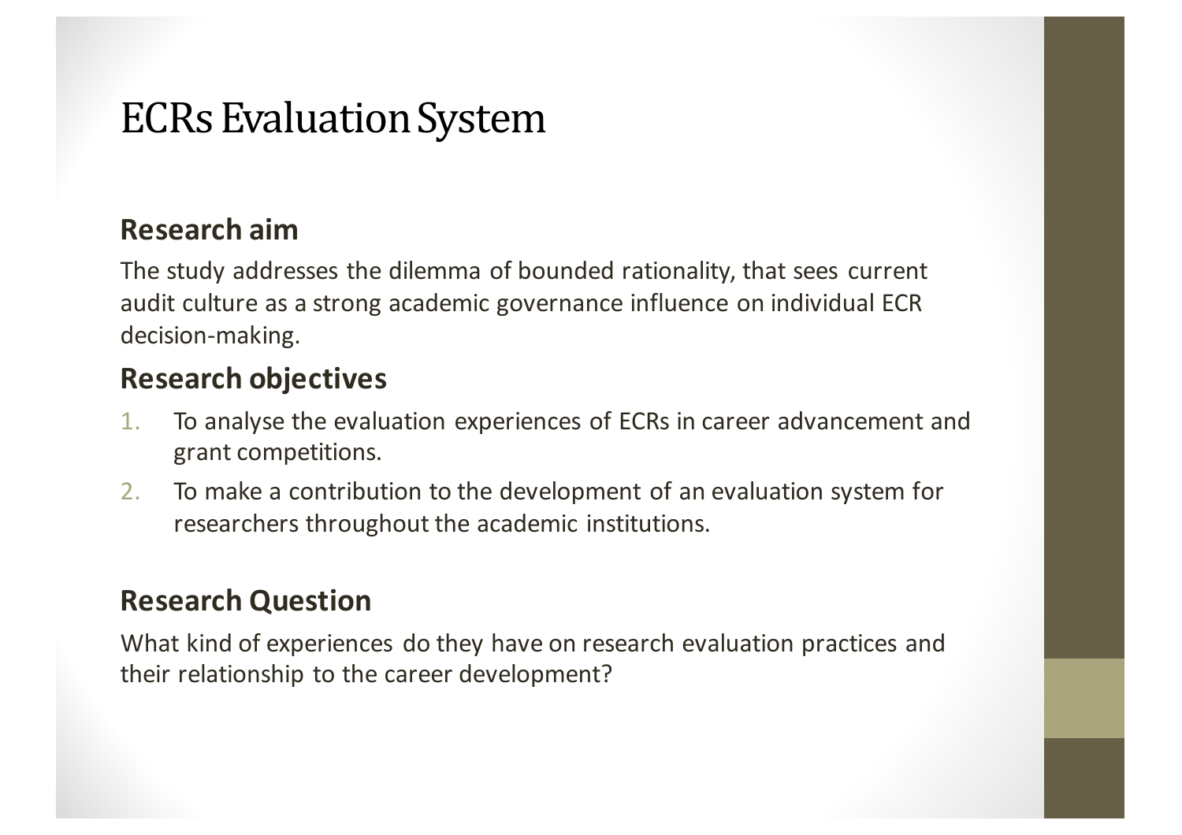# ECRs Evaluation System

## Research aim

The study addresses the dilemma of bounded rationality, that sees current audit culture as a strong academic governance influence on individual ECR decision-making.

## Research objectives

1. To analyse the evaluation experiences of ECRs in career advancement and grant competitions.
2. To make a contribution to the development of an evaluation system for researchers throughout the academic institutions.

## Research Question

What kind of experiences do they have on research evaluation practices and their relationship to the career development?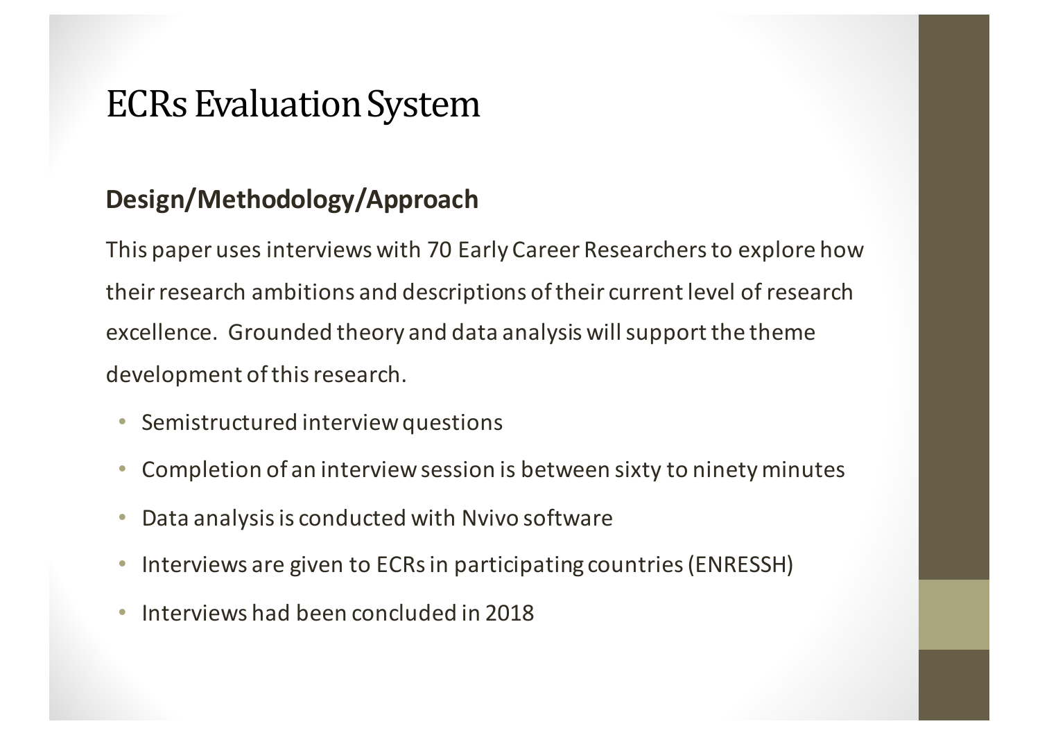# ECRs Evaluation System

## Design/Methodology/Approach

This paper uses interviews with 70 Early Career Researchers to explore how their research ambitions and descriptions of their current level of research excellence. Grounded theory and data analysis will support the theme development of this research.

- Semistructured interview questions
- Completion of an interview session is between sixty to ninety minutes
- Data analysis is conducted with Nvivo software
- Interviews are given to ECRs in participating countries (ENRESSH)
- Interviews had been concluded in 2018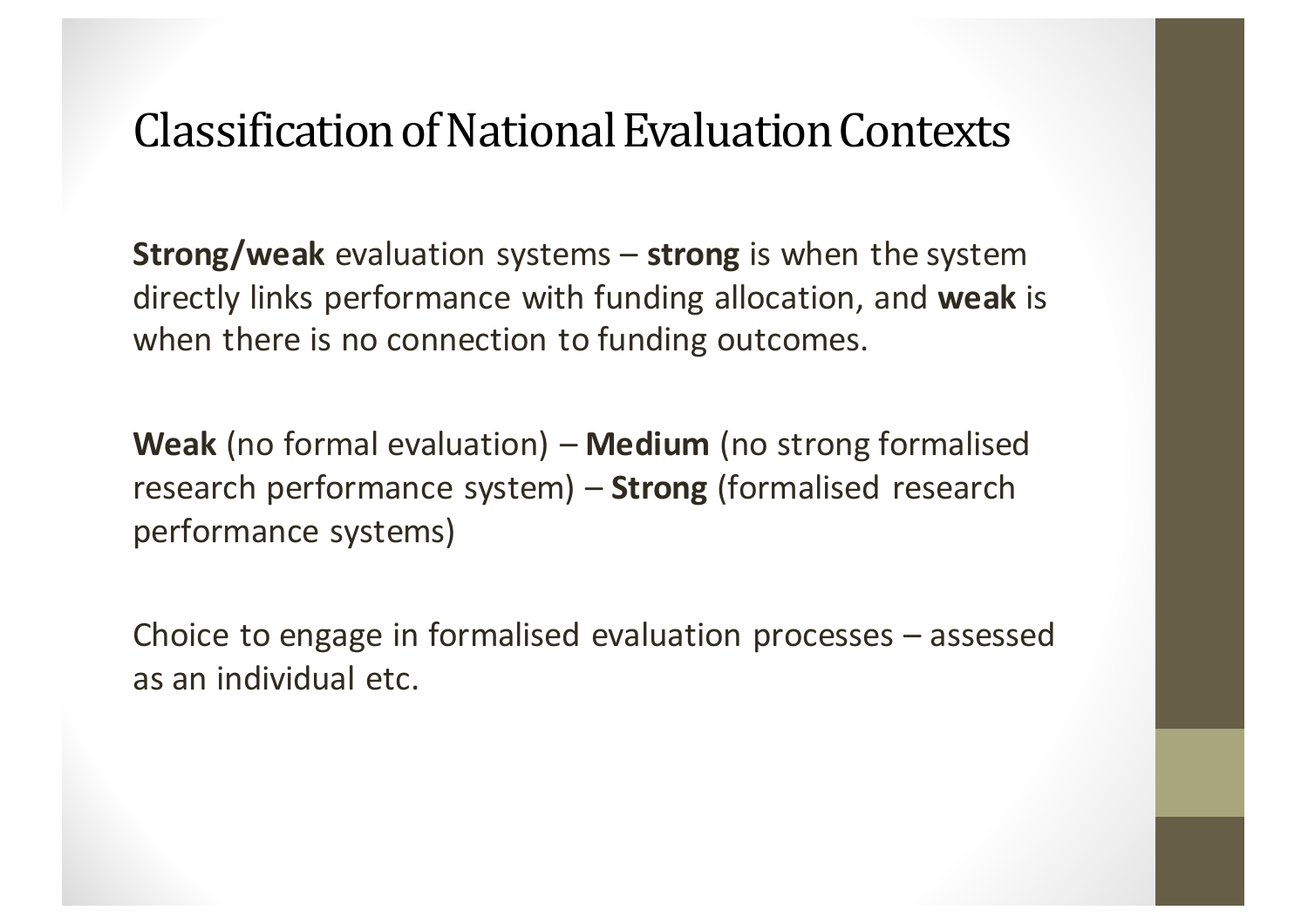# Classification of National Evaluation Contexts

**Strong/weak** evaluation systems – **strong** is when the system directly links performance with funding allocation, and **weak** is when there is no connection to funding outcomes.

**Weak** (no formal evaluation) – **Medium** (no strong formalised research performance system) – **Strong** (formalised research performance systems)

Choice to engage in formalised evaluation processes – assessed as an individual etc.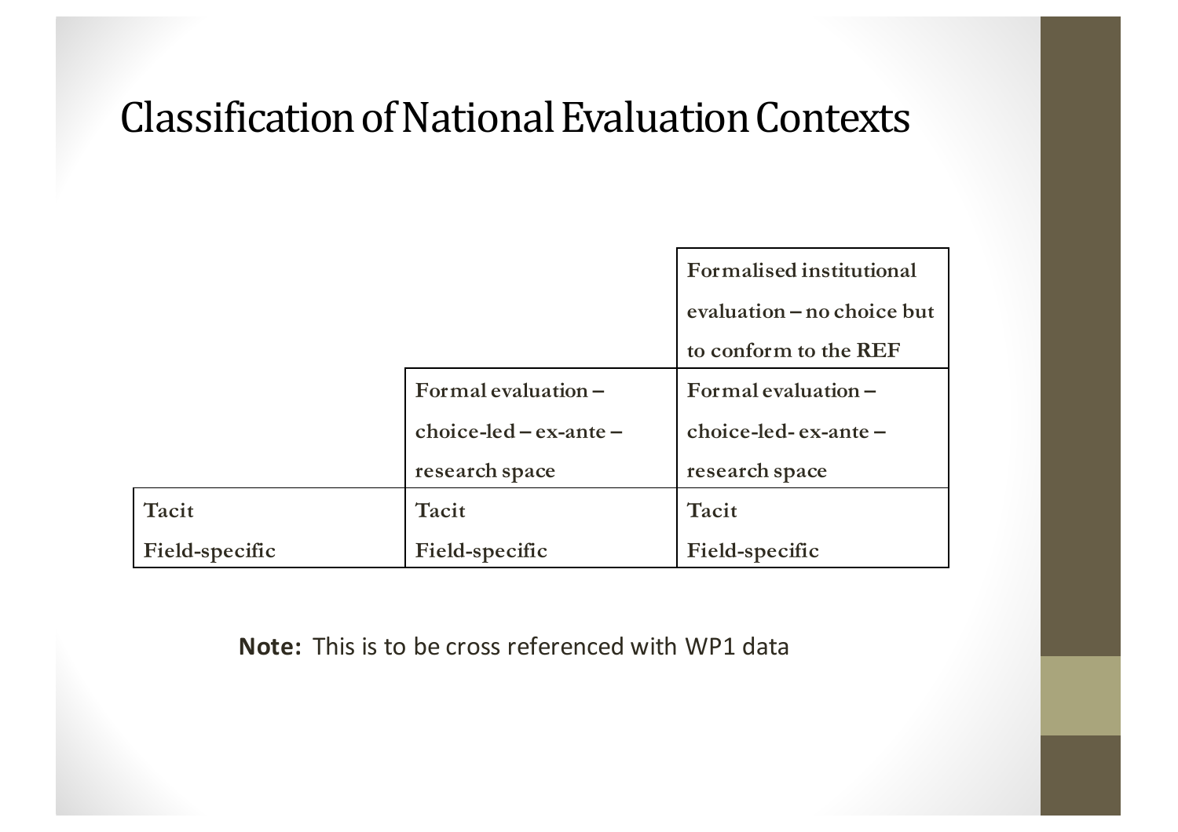# Classification of National Evaluation Contexts

| | | |
|---|---|---|
| | | **Formalised institutional evaluation – no choice but to conform to the REF** |
| | **Formal evaluation – choice-led – ex-ante – research space** | **Formal evaluation – choice-led- ex-ante – research space** |
| **Tacit Field-specific** | **Tacit Field-specific** | **Tacit Field-specific** |

**Note:** This is to be cross referenced with WP1 data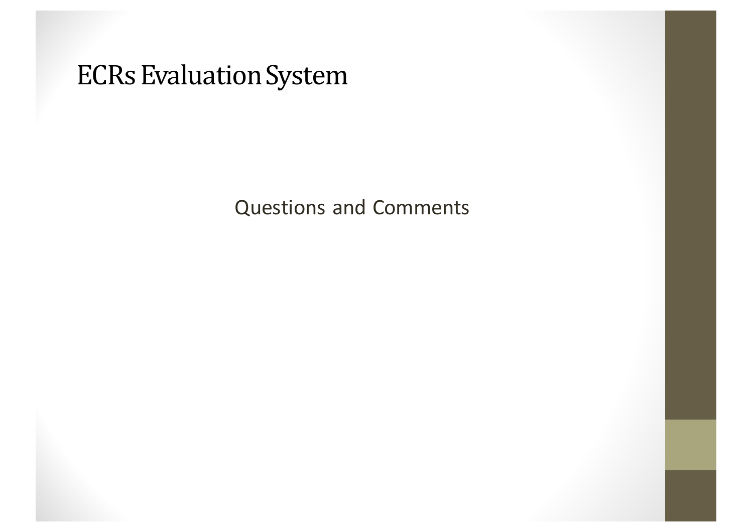# ECRs Evaluation System

Questions and Comments